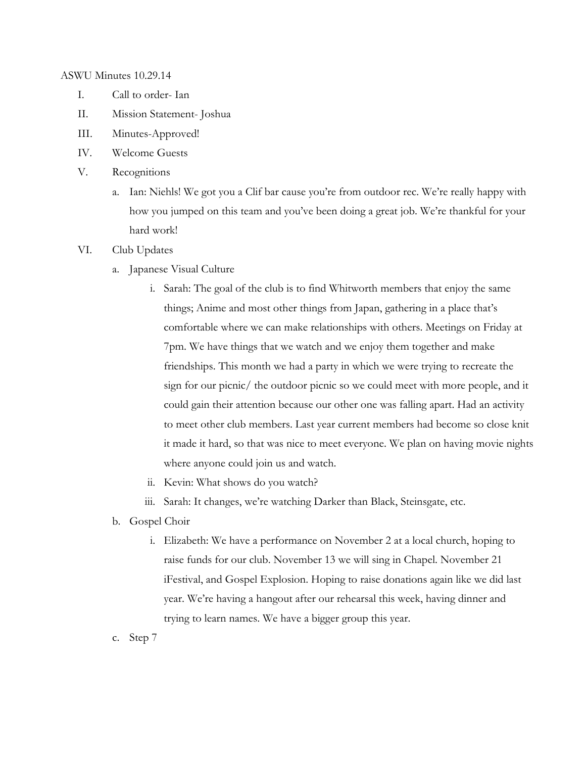ASWU Minutes 10.29.14

I. Call to order- Ian

II. Mission Statement- Joshua

III. Minutes-Approved!

IV. Welcome Guests

V. Recognitions

   a. Ian: Niehls! We got you a Clif bar cause you're from outdoor rec. We're really happy with how you jumped on this team and you've been doing a great job. We're thankful for your hard work!

VI. Club Updates

   a. Japanese Visual Culture

      i. Sarah: The goal of the club is to find Whitworth members that enjoy the same things; Anime and most other things from Japan, gathering in a place that's comfortable where we can make relationships with others. Meetings on Friday at 7pm. We have things that we watch and we enjoy them together and make friendships. This month we had a party in which we were trying to recreate the sign for our picnic/ the outdoor picnic so we could meet with more people, and it could gain their attention because our other one was falling apart. Had an activity to meet other club members. Last year current members had become so close knit it made it hard, so that was nice to meet everyone. We plan on having movie nights where anyone could join us and watch.

      ii. Kevin: What shows do you watch?

      iii. Sarah: It changes, we're watching Darker than Black, Steinsgate, etc.

   b. Gospel Choir

      i. Elizabeth: We have a performance on November 2 at a local church, hoping to raise funds for our club. November 13 we will sing in Chapel. November 21 iFestival, and Gospel Explosion. Hoping to raise donations again like we did last year. We're having a hangout after our rehearsal this week, having dinner and trying to learn names. We have a bigger group this year.

   c. Step 7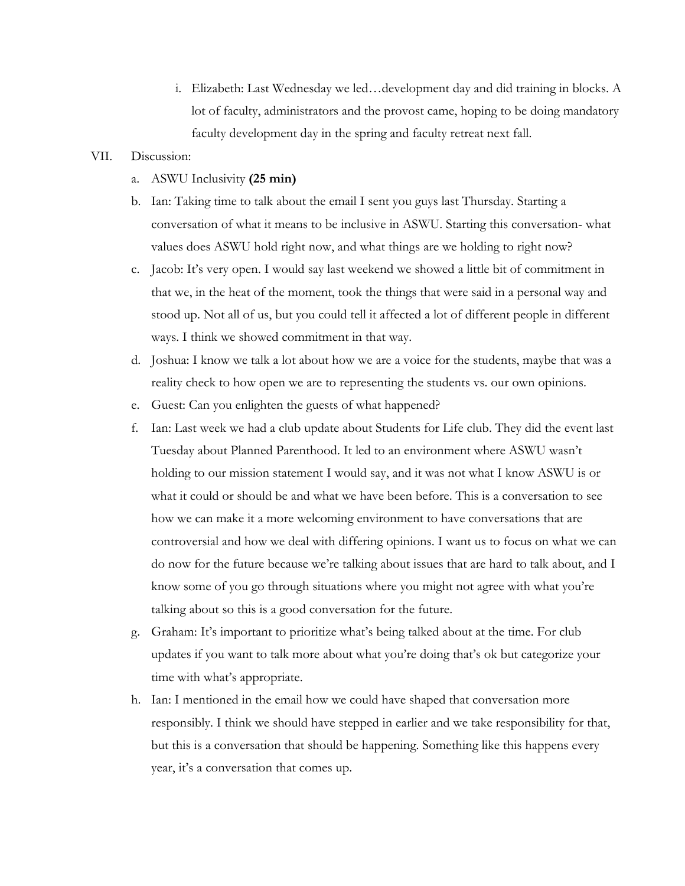i. Elizabeth: Last Wednesday we led…development day and did training in blocks. A lot of faculty, administrators and the provost came, hoping to be doing mandatory faculty development day in the spring and faculty retreat next fall.

VII. Discussion:

   a. ASWU Inclusivity **(25 min)**

   b. Ian: Taking time to talk about the email I sent you guys last Thursday. Starting a conversation of what it means to be inclusive in ASWU. Starting this conversation- what values does ASWU hold right now, and what things are we holding to right now?

   c. Jacob: It's very open. I would say last weekend we showed a little bit of commitment in that we, in the heat of the moment, took the things that were said in a personal way and stood up. Not all of us, but you could tell it affected a lot of different people in different ways. I think we showed commitment in that way.

   d. Joshua: I know we talk a lot about how we are a voice for the students, maybe that was a reality check to how open we are to representing the students vs. our own opinions.

   e. Guest: Can you enlighten the guests of what happened?

   f. Ian: Last week we had a club update about Students for Life club. They did the event last Tuesday about Planned Parenthood. It led to an environment where ASWU wasn't holding to our mission statement I would say, and it was not what I know ASWU is or what it could or should be and what we have been before. This is a conversation to see how we can make it a more welcoming environment to have conversations that are controversial and how we deal with differing opinions. I want us to focus on what we can do now for the future because we're talking about issues that are hard to talk about, and I know some of you go through situations where you might not agree with what you're talking about so this is a good conversation for the future.

   g. Graham: It's important to prioritize what's being talked about at the time. For club updates if you want to talk more about what you're doing that's ok but categorize your time with what's appropriate.

   h. Ian: I mentioned in the email how we could have shaped that conversation more responsibly. I think we should have stepped in earlier and we take responsibility for that, but this is a conversation that should be happening. Something like this happens every year, it's a conversation that comes up.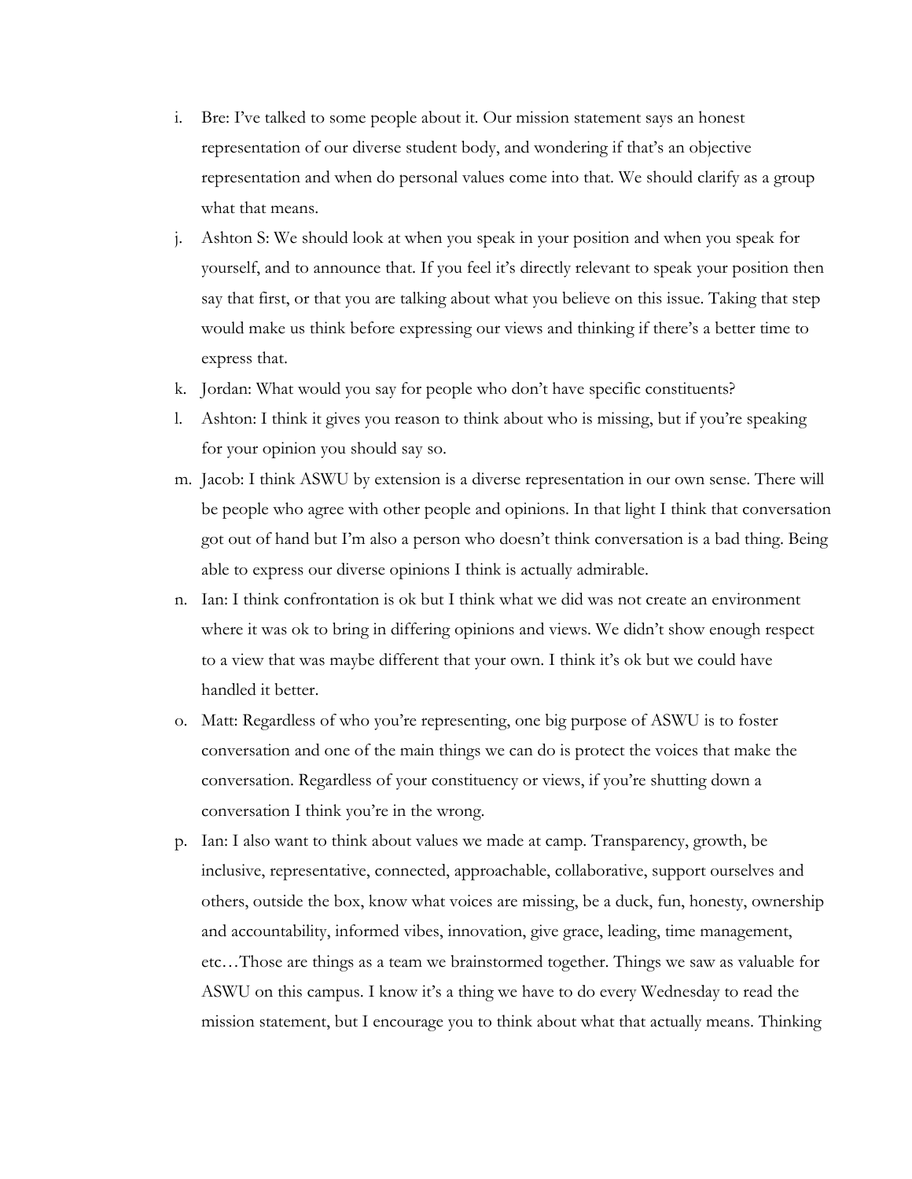i. Bre: I've talked to some people about it. Our mission statement says an honest representation of our diverse student body, and wondering if that's an objective representation and when do personal values come into that. We should clarify as a group what that means.

j. Ashton S: We should look at when you speak in your position and when you speak for yourself, and to announce that. If you feel it's directly relevant to speak your position then say that first, or that you are talking about what you believe on this issue. Taking that step would make us think before expressing our views and thinking if there's a better time to express that.

k. Jordan: What would you say for people who don't have specific constituents?

l. Ashton: I think it gives you reason to think about who is missing, but if you're speaking for your opinion you should say so.

m. Jacob: I think ASWU by extension is a diverse representation in our own sense. There will be people who agree with other people and opinions. In that light I think that conversation got out of hand but I'm also a person who doesn't think conversation is a bad thing. Being able to express our diverse opinions I think is actually admirable.

n. Ian: I think confrontation is ok but I think what we did was not create an environment where it was ok to bring in differing opinions and views. We didn't show enough respect to a view that was maybe different that your own. I think it's ok but we could have handled it better.

o. Matt: Regardless of who you're representing, one big purpose of ASWU is to foster conversation and one of the main things we can do is protect the voices that make the conversation. Regardless of your constituency or views, if you're shutting down a conversation I think you're in the wrong.

p. Ian: I also want to think about values we made at camp. Transparency, growth, be inclusive, representative, connected, approachable, collaborative, support ourselves and others, outside the box, know what voices are missing, be a duck, fun, honesty, ownership and accountability, informed vibes, innovation, give grace, leading, time management, etc…Those are things as a team we brainstormed together. Things we saw as valuable for ASWU on this campus. I know it's a thing we have to do every Wednesday to read the mission statement, but I encourage you to think about what that actually means. Thinking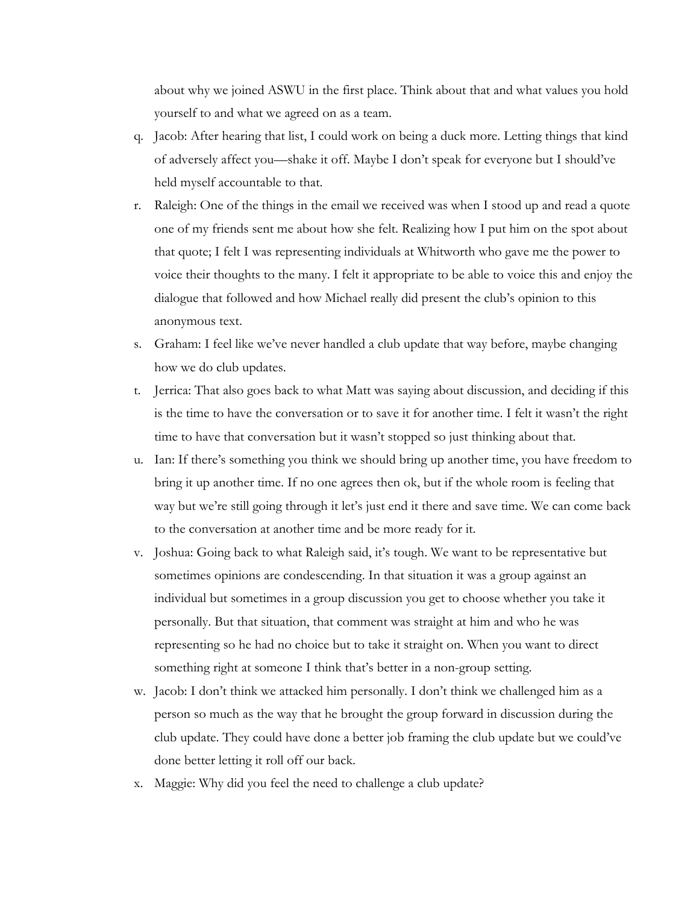about why we joined ASWU in the first place. Think about that and what values you hold yourself to and what we agreed on as a team.

q. Jacob: After hearing that list, I could work on being a duck more. Letting things that kind of adversely affect you—shake it off. Maybe I don't speak for everyone but I should've held myself accountable to that.

r. Raleigh: One of the things in the email we received was when I stood up and read a quote one of my friends sent me about how she felt. Realizing how I put him on the spot about that quote; I felt I was representing individuals at Whitworth who gave me the power to voice their thoughts to the many. I felt it appropriate to be able to voice this and enjoy the dialogue that followed and how Michael really did present the club's opinion to this anonymous text.

s. Graham: I feel like we've never handled a club update that way before, maybe changing how we do club updates.

t. Jerrica: That also goes back to what Matt was saying about discussion, and deciding if this is the time to have the conversation or to save it for another time. I felt it wasn't the right time to have that conversation but it wasn't stopped so just thinking about that.

u. Ian: If there's something you think we should bring up another time, you have freedom to bring it up another time. If no one agrees then ok, but if the whole room is feeling that way but we're still going through it let's just end it there and save time. We can come back to the conversation at another time and be more ready for it.

v. Joshua: Going back to what Raleigh said, it's tough. We want to be representative but sometimes opinions are condescending. In that situation it was a group against an individual but sometimes in a group discussion you get to choose whether you take it personally. But that situation, that comment was straight at him and who he was representing so he had no choice but to take it straight on. When you want to direct something right at someone I think that's better in a non-group setting.

w. Jacob: I don't think we attacked him personally. I don't think we challenged him as a person so much as the way that he brought the group forward in discussion during the club update. They could have done a better job framing the club update but we could've done better letting it roll off our back.

x. Maggie: Why did you feel the need to challenge a club update?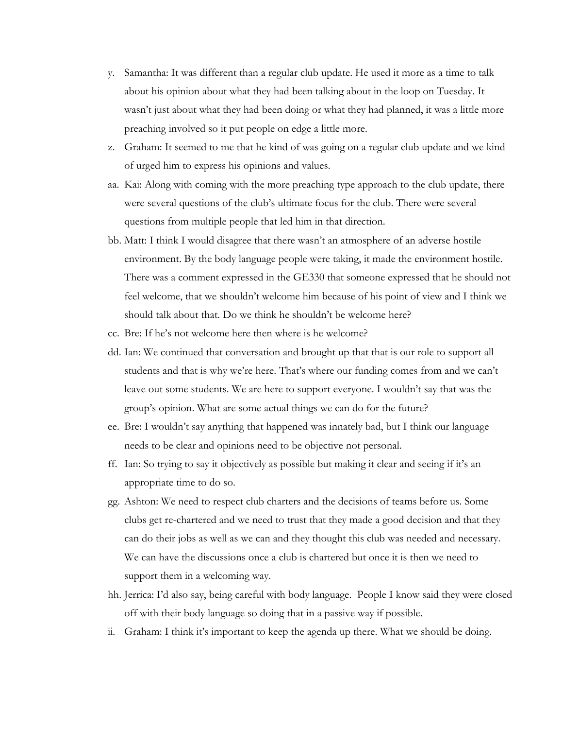y. Samantha: It was different than a regular club update. He used it more as a time to talk about his opinion about what they had been talking about in the loop on Tuesday. It wasn't just about what they had been doing or what they had planned, it was a little more preaching involved so it put people on edge a little more.

z. Graham: It seemed to me that he kind of was going on a regular club update and we kind of urged him to express his opinions and values.

aa. Kai: Along with coming with the more preaching type approach to the club update, there were several questions of the club's ultimate focus for the club. There were several questions from multiple people that led him in that direction.

bb. Matt: I think I would disagree that there wasn't an atmosphere of an adverse hostile environment. By the body language people were taking, it made the environment hostile. There was a comment expressed in the GE330 that someone expressed that he should not feel welcome, that we shouldn't welcome him because of his point of view and I think we should talk about that. Do we think he shouldn't be welcome here?

cc. Bre: If he's not welcome here then where is he welcome?

dd. Ian: We continued that conversation and brought up that that is our role to support all students and that is why we're here. That's where our funding comes from and we can't leave out some students. We are here to support everyone. I wouldn't say that was the group's opinion. What are some actual things we can do for the future?

ee. Bre: I wouldn't say anything that happened was innately bad, but I think our language needs to be clear and opinions need to be objective not personal.

ff. Ian: So trying to say it objectively as possible but making it clear and seeing if it's an appropriate time to do so.

gg. Ashton: We need to respect club charters and the decisions of teams before us. Some clubs get re-chartered and we need to trust that they made a good decision and that they can do their jobs as well as we can and they thought this club was needed and necessary. We can have the discussions once a club is chartered but once it is then we need to support them in a welcoming way.

hh. Jerrica: I'd also say, being careful with body language. People I know said they were closed off with their body language so doing that in a passive way if possible.

ii. Graham: I think it's important to keep the agenda up there. What we should be doing.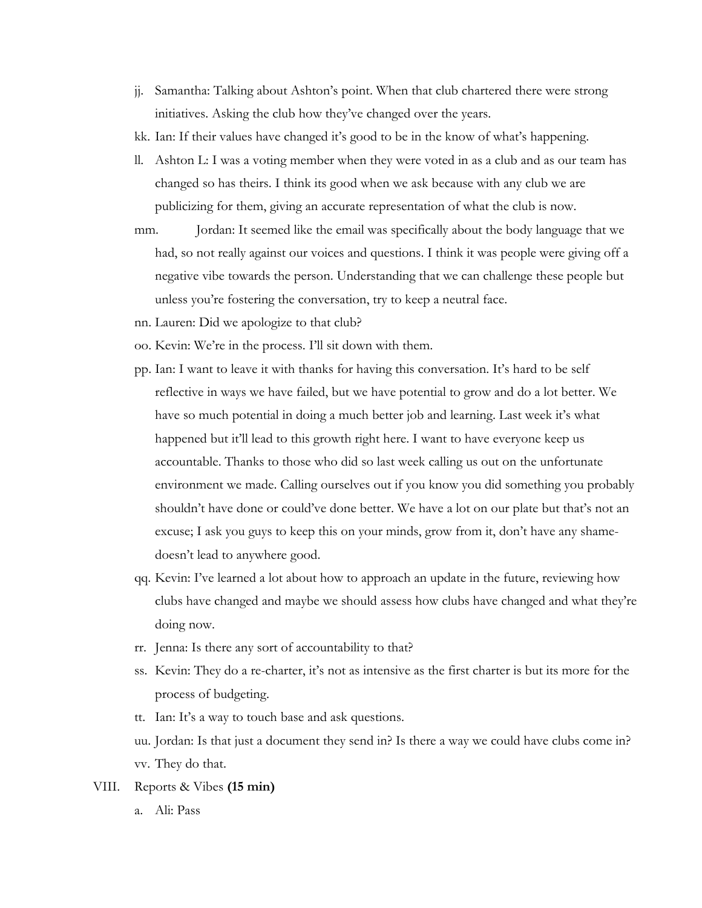jj. Samantha: Talking about Ashton's point. When that club chartered there were strong initiatives. Asking the club how they've changed over the years.

kk. Ian: If their values have changed it's good to be in the know of what's happening.

ll. Ashton L: I was a voting member when they were voted in as a club and as our team has changed so has theirs. I think its good when we ask because with any club we are publicizing for them, giving an accurate representation of what the club is now.

mm. Jordan: It seemed like the email was specifically about the body language that we had, so not really against our voices and questions. I think it was people were giving off a negative vibe towards the person. Understanding that we can challenge these people but unless you're fostering the conversation, try to keep a neutral face.

nn. Lauren: Did we apologize to that club?

oo. Kevin: We're in the process. I'll sit down with them.

pp. Ian: I want to leave it with thanks for having this conversation. It's hard to be self reflective in ways we have failed, but we have potential to grow and do a lot better. We have so much potential in doing a much better job and learning. Last week it's what happened but it'll lead to this growth right here. I want to have everyone keep us accountable. Thanks to those who did so last week calling us out on the unfortunate environment we made. Calling ourselves out if you know you did something you probably shouldn't have done or could've done better. We have a lot on our plate but that's not an excuse; I ask you guys to keep this on your minds, grow from it, don't have any shame- doesn't lead to anywhere good.

qq. Kevin: I've learned a lot about how to approach an update in the future, reviewing how clubs have changed and maybe we should assess how clubs have changed and what they're doing now.

rr. Jenna: Is there any sort of accountability to that?

ss. Kevin: They do a re-charter, it's not as intensive as the first charter is but its more for the process of budgeting.

tt. Ian: It's a way to touch base and ask questions.

uu. Jordan: Is that just a document they send in? Is there a way we could have clubs come in?

vv. They do that.

VIII. Reports & Vibes **(15 min)**

a. Ali: Pass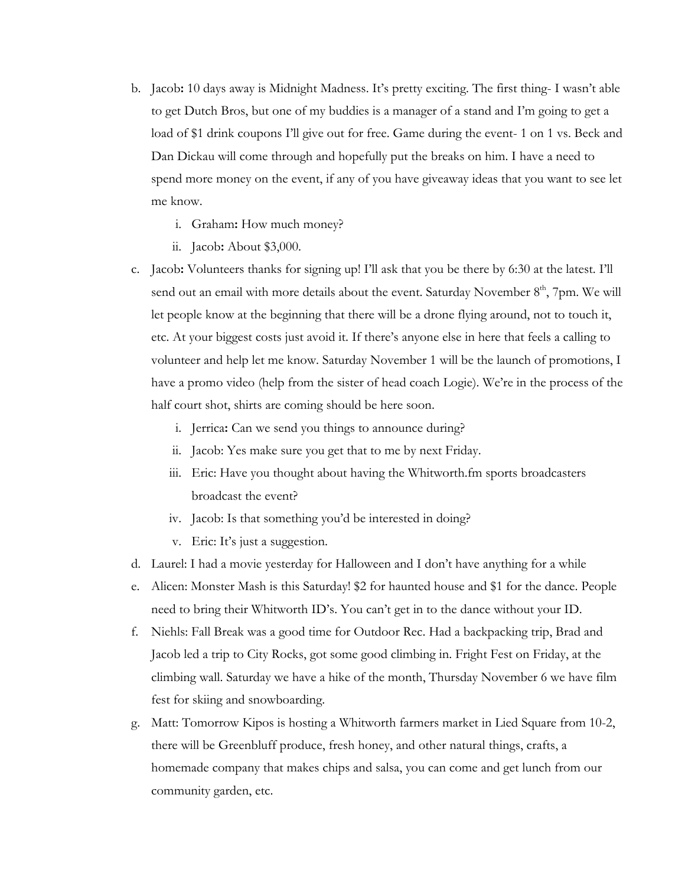b. Jacob**:** 10 days away is Midnight Madness. It's pretty exciting. The first thing- I wasn't able to get Dutch Bros, but one of my buddies is a manager of a stand and I'm going to get a load of $1 drink coupons I'll give out for free. Game during the event- 1 on 1 vs. Beck and Dan Dickau will come through and hopefully put the breaks on him. I have a need to spend more money on the event, if any of you have giveaway ideas that you want to see let me know.

   i. Graham**:** How much money?

   ii. Jacob**:** About $3,000.

c. Jacob**:** Volunteers thanks for signing up! I'll ask that you be there by 6:30 at the latest. I'll send out an email with more details about the event. Saturday November 8th, 7pm. We will let people know at the beginning that there will be a drone flying around, not to touch it, etc. At your biggest costs just avoid it. If there's anyone else in here that feels a calling to volunteer and help let me know. Saturday November 1 will be the launch of promotions, I have a promo video (help from the sister of head coach Logie). We're in the process of the half court shot, shirts are coming should be here soon.

   i. Jerrica**:** Can we send you things to announce during?

   ii. Jacob: Yes make sure you get that to me by next Friday.

   iii. Eric: Have you thought about having the Whitworth.fm sports broadcasters broadcast the event?

   iv. Jacob: Is that something you'd be interested in doing?

   v. Eric: It's just a suggestion.

d. Laurel: I had a movie yesterday for Halloween and I don't have anything for a while

e. Alicen: Monster Mash is this Saturday! $2 for haunted house and $1 for the dance. People need to bring their Whitworth ID's. You can't get in to the dance without your ID.

f. Niehls: Fall Break was a good time for Outdoor Rec. Had a backpacking trip, Brad and Jacob led a trip to City Rocks, got some good climbing in. Fright Fest on Friday, at the climbing wall. Saturday we have a hike of the month, Thursday November 6 we have film fest for skiing and snowboarding.

g. Matt: Tomorrow Kipos is hosting a Whitworth farmers market in Lied Square from 10-2, there will be Greenbluff produce, fresh honey, and other natural things, crafts, a homemade company that makes chips and salsa, you can come and get lunch from our community garden, etc.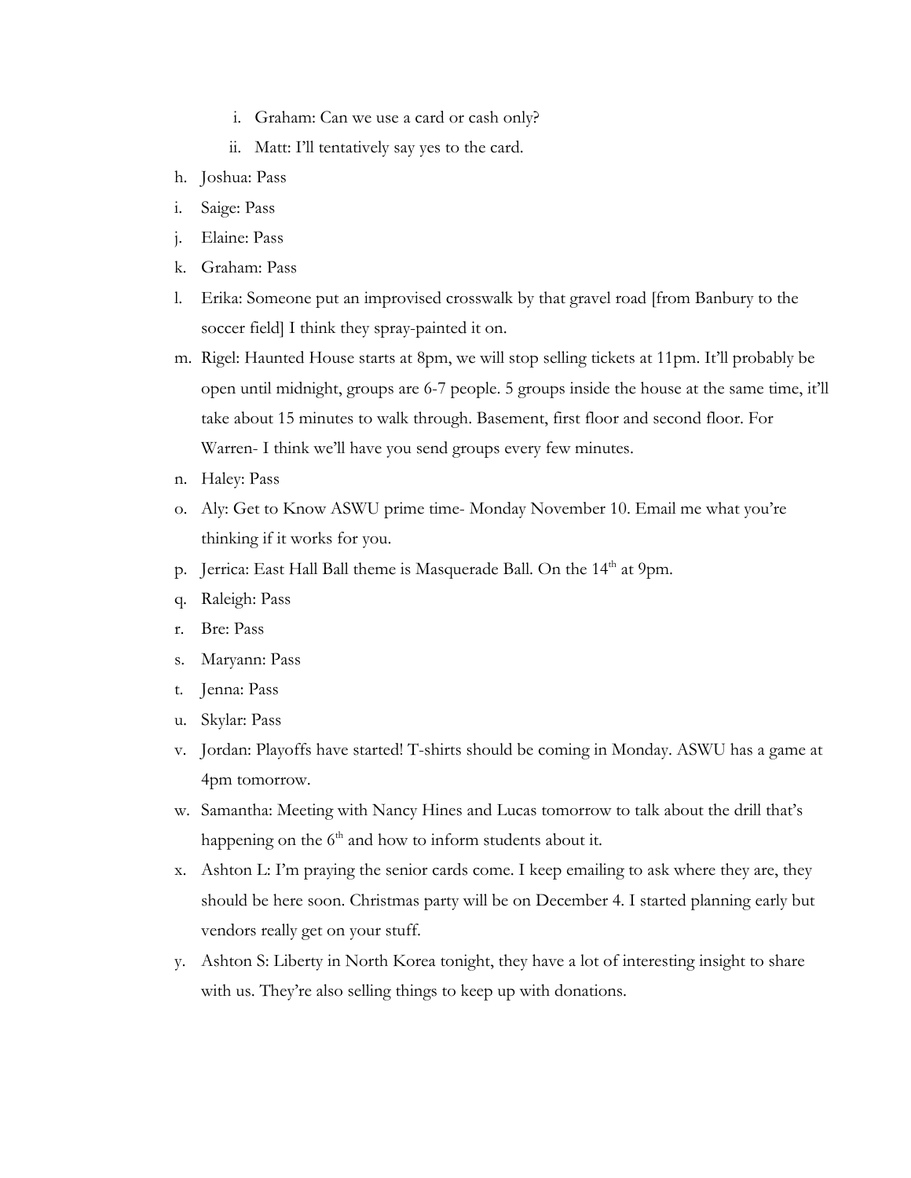i. Graham: Can we use a card or cash only?

ii. Matt: I'll tentatively say yes to the card.

h. Joshua: Pass

i. Saige: Pass

j. Elaine: Pass

k. Graham: Pass

l. Erika: Someone put an improvised crosswalk by that gravel road [from Banbury to the soccer field] I think they spray-painted it on.

m. Rigel: Haunted House starts at 8pm, we will stop selling tickets at 11pm. It'll probably be open until midnight, groups are 6-7 people. 5 groups inside the house at the same time, it'll take about 15 minutes to walk through. Basement, first floor and second floor. For Warren- I think we'll have you send groups every few minutes.

n. Haley: Pass

o. Aly: Get to Know ASWU prime time- Monday November 10. Email me what you're thinking if it works for you.

p. Jerrica: East Hall Ball theme is Masquerade Ball. On the 14th at 9pm.

q. Raleigh: Pass

r. Bre: Pass

s. Maryann: Pass

t. Jenna: Pass

u. Skylar: Pass

v. Jordan: Playoffs have started! T-shirts should be coming in Monday. ASWU has a game at 4pm tomorrow.

w. Samantha: Meeting with Nancy Hines and Lucas tomorrow to talk about the drill that's happening on the 6th and how to inform students about it.

x. Ashton L: I'm praying the senior cards come. I keep emailing to ask where they are, they should be here soon. Christmas party will be on December 4. I started planning early but vendors really get on your stuff.

y. Ashton S: Liberty in North Korea tonight, they have a lot of interesting insight to share with us. They're also selling things to keep up with donations.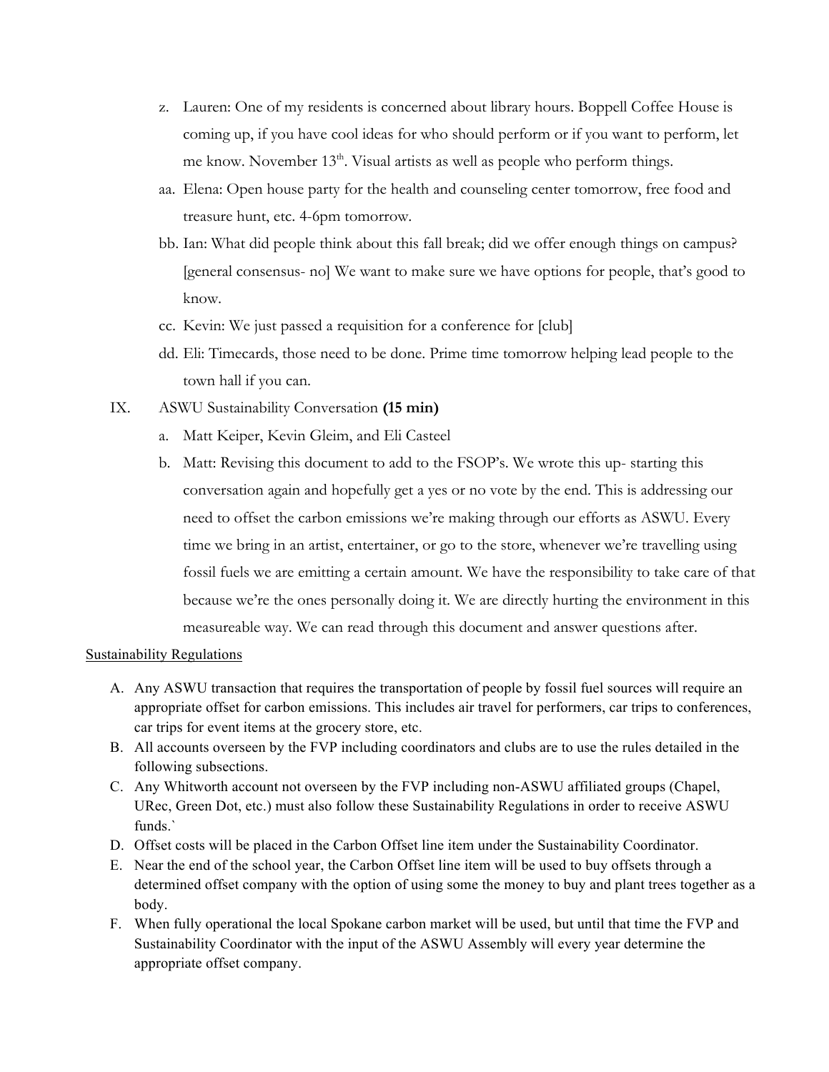z. Lauren: One of my residents is concerned about library hours. Boppell Coffee House is coming up, if you have cool ideas for who should perform or if you want to perform, let me know. November 13th. Visual artists as well as people who perform things.

aa. Elena: Open house party for the health and counseling center tomorrow, free food and treasure hunt, etc. 4-6pm tomorrow.

bb. Ian: What did people think about this fall break; did we offer enough things on campus? [general consensus- no] We want to make sure we have options for people, that's good to know.

cc. Kevin: We just passed a requisition for a conference for [club]

dd. Eli: Timecards, those need to be done. Prime time tomorrow helping lead people to the town hall if you can.

IX. ASWU Sustainability Conversation **(15 min)**

a. Matt Keiper, Kevin Gleim, and Eli Casteel

b. Matt: Revising this document to add to the FSOP's. We wrote this up- starting this conversation again and hopefully get a yes or no vote by the end. This is addressing our need to offset the carbon emissions we're making through our efforts as ASWU. Every time we bring in an artist, entertainer, or go to the store, whenever we're travelling using fossil fuels we are emitting a certain amount. We have the responsibility to take care of that because we're the ones personally doing it. We are directly hurting the environment in this measureable way. We can read through this document and answer questions after.

<u>Sustainability Regulations</u>

A. Any ASWU transaction that requires the transportation of people by fossil fuel sources will require an appropriate offset for carbon emissions. This includes air travel for performers, car trips to conferences, car trips for event items at the grocery store, etc.
B. All accounts overseen by the FVP including coordinators and clubs are to use the rules detailed in the following subsections.
C. Any Whitworth account not overseen by the FVP including non-ASWU affiliated groups (Chapel, URec, Green Dot, etc.) must also follow these Sustainability Regulations in order to receive ASWU funds.`
D. Offset costs will be placed in the Carbon Offset line item under the Sustainability Coordinator.
E. Near the end of the school year, the Carbon Offset line item will be used to buy offsets through a determined offset company with the option of using some the money to buy and plant trees together as a body.
F. When fully operational the local Spokane carbon market will be used, but until that time the FVP and Sustainability Coordinator with the input of the ASWU Assembly will every year determine the appropriate offset company.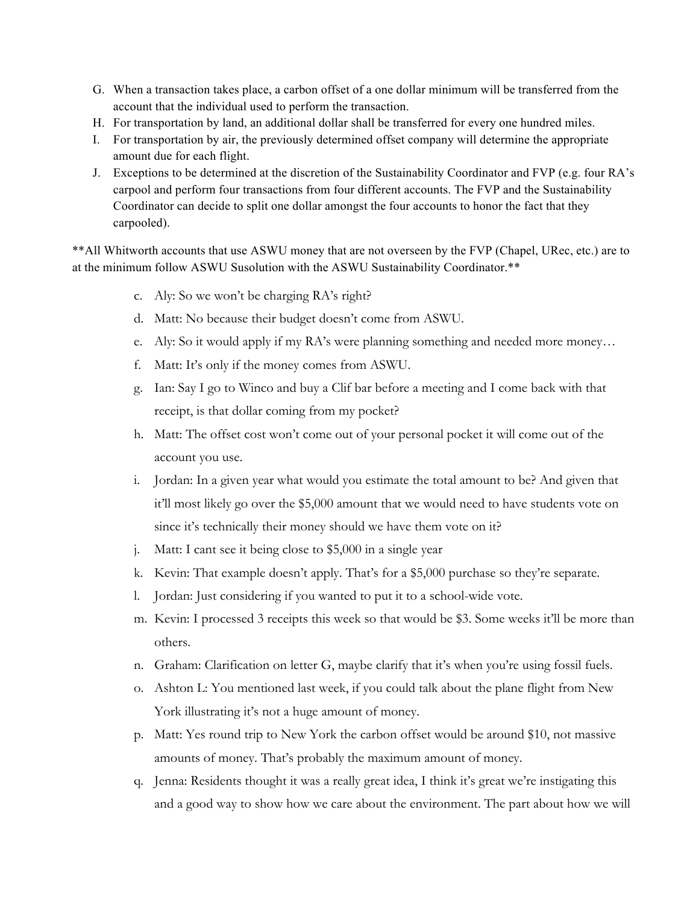G. When a transaction takes place, a carbon offset of a one dollar minimum will be transferred from the account that the individual used to perform the transaction.
H. For transportation by land, an additional dollar shall be transferred for every one hundred miles.
I. For transportation by air, the previously determined offset company will determine the appropriate amount due for each flight.
J. Exceptions to be determined at the discretion of the Sustainability Coordinator and FVP (e.g. four RA's carpool and perform four transactions from four different accounts. The FVP and the Sustainability Coordinator can decide to split one dollar amongst the four accounts to honor the fact that they carpooled).

**All Whitworth accounts that use ASWU money that are not overseen by the FVP (Chapel, URec, etc.) are to at the minimum follow ASWU Susolution with the ASWU Sustainability Coordinator.**

c. Aly: So we won't be charging RA's right?
d. Matt: No because their budget doesn't come from ASWU.
e. Aly: So it would apply if my RA's were planning something and needed more money…
f. Matt: It's only if the money comes from ASWU.
g. Ian: Say I go to Winco and buy a Clif bar before a meeting and I come back with that receipt, is that dollar coming from my pocket?
h. Matt: The offset cost won't come out of your personal pocket it will come out of the account you use.
i. Jordan: In a given year what would you estimate the total amount to be? And given that it'll most likely go over the $5,000 amount that we would need to have students vote on since it's technically their money should we have them vote on it?
j. Matt: I cant see it being close to $5,000 in a single year
k. Kevin: That example doesn't apply. That's for a $5,000 purchase so they're separate.
l. Jordan: Just considering if you wanted to put it to a school-wide vote.
m. Kevin: I processed 3 receipts this week so that would be $3. Some weeks it'll be more than others.
n. Graham: Clarification on letter G, maybe clarify that it's when you're using fossil fuels.
o. Ashton L: You mentioned last week, if you could talk about the plane flight from New York illustrating it's not a huge amount of money.
p. Matt: Yes round trip to New York the carbon offset would be around $10, not massive amounts of money. That's probably the maximum amount of money.
q. Jenna: Residents thought it was a really great idea, I think it's great we're instigating this and a good way to show how we care about the environment. The part about how we will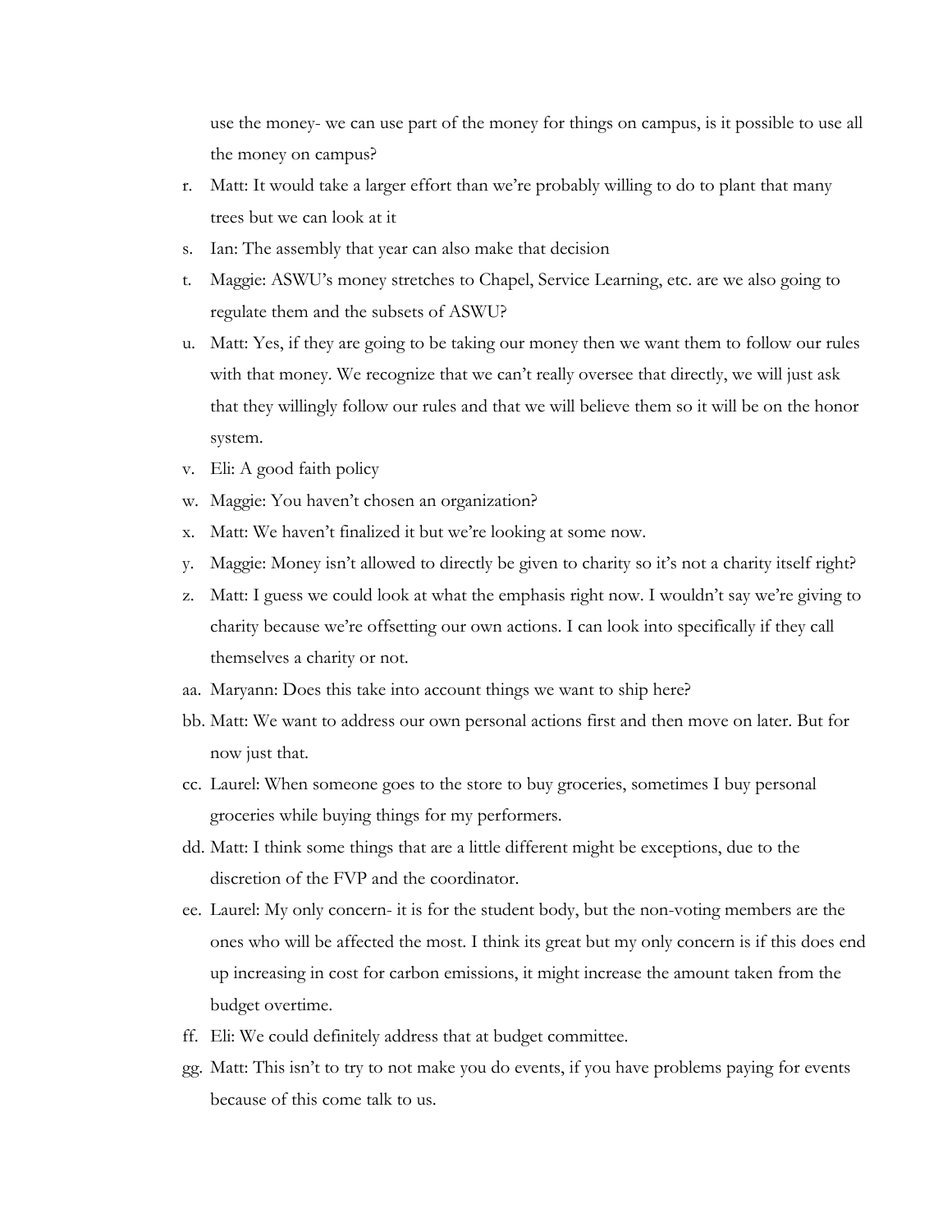use the money- we can use part of the money for things on campus, is it possible to use all the money on campus?

r. Matt: It would take a larger effort than we're probably willing to do to plant that many trees but we can look at it
s. Ian: The assembly that year can also make that decision
t. Maggie: ASWU's money stretches to Chapel, Service Learning, etc. are we also going to regulate them and the subsets of ASWU?
u. Matt: Yes, if they are going to be taking our money then we want them to follow our rules with that money. We recognize that we can't really oversee that directly, we will just ask that they willingly follow our rules and that we will believe them so it will be on the honor system.
v. Eli: A good faith policy
w. Maggie: You haven't chosen an organization?
x. Matt: We haven't finalized it but we're looking at some now.
y. Maggie: Money isn't allowed to directly be given to charity so it's not a charity itself right?
z. Matt: I guess we could look at what the emphasis right now. I wouldn't say we're giving to charity because we're offsetting our own actions. I can look into specifically if they call themselves a charity or not.
aa. Maryann: Does this take into account things we want to ship here?
bb. Matt: We want to address our own personal actions first and then move on later. But for now just that.
cc. Laurel: When someone goes to the store to buy groceries, sometimes I buy personal groceries while buying things for my performers.
dd. Matt: I think some things that are a little different might be exceptions, due to the discretion of the FVP and the coordinator.
ee. Laurel: My only concern- it is for the student body, but the non-voting members are the ones who will be affected the most. I think its great but my only concern is if this does end up increasing in cost for carbon emissions, it might increase the amount taken from the budget overtime.
ff. Eli: We could definitely address that at budget committee.
gg. Matt: This isn't to try to not make you do events, if you have problems paying for events because of this come talk to us.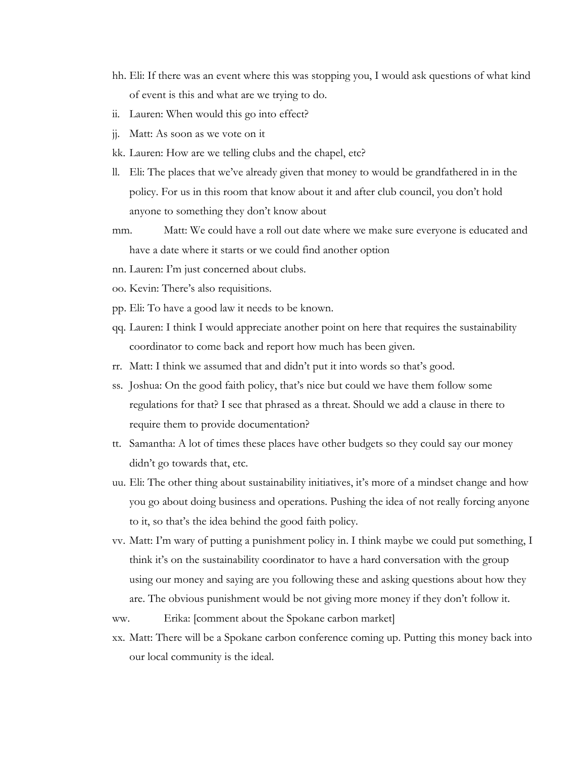hh. Eli: If there was an event where this was stopping you, I would ask questions of what kind of event is this and what are we trying to do.

ii. Lauren: When would this go into effect?

jj. Matt: As soon as we vote on it

kk. Lauren: How are we telling clubs and the chapel, etc?

ll. Eli: The places that we've already given that money to would be grandfathered in in the policy. For us in this room that know about it and after club council, you don't hold anyone to something they don't know about

mm. Matt: We could have a roll out date where we make sure everyone is educated and have a date where it starts or we could find another option

nn. Lauren: I'm just concerned about clubs.

oo. Kevin: There's also requisitions.

pp. Eli: To have a good law it needs to be known.

qq. Lauren: I think I would appreciate another point on here that requires the sustainability coordinator to come back and report how much has been given.

rr. Matt: I think we assumed that and didn't put it into words so that's good.

ss. Joshua: On the good faith policy, that's nice but could we have them follow some regulations for that? I see that phrased as a threat. Should we add a clause in there to require them to provide documentation?

tt. Samantha: A lot of times these places have other budgets so they could say our money didn't go towards that, etc.

uu. Eli: The other thing about sustainability initiatives, it's more of a mindset change and how you go about doing business and operations. Pushing the idea of not really forcing anyone to it, so that's the idea behind the good faith policy.

vv. Matt: I'm wary of putting a punishment policy in. I think maybe we could put something, I think it's on the sustainability coordinator to have a hard conversation with the group using our money and saying are you following these and asking questions about how they are. The obvious punishment would be not giving more money if they don't follow it.

ww. Erika: [comment about the Spokane carbon market]

xx. Matt: There will be a Spokane carbon conference coming up. Putting this money back into our local community is the ideal.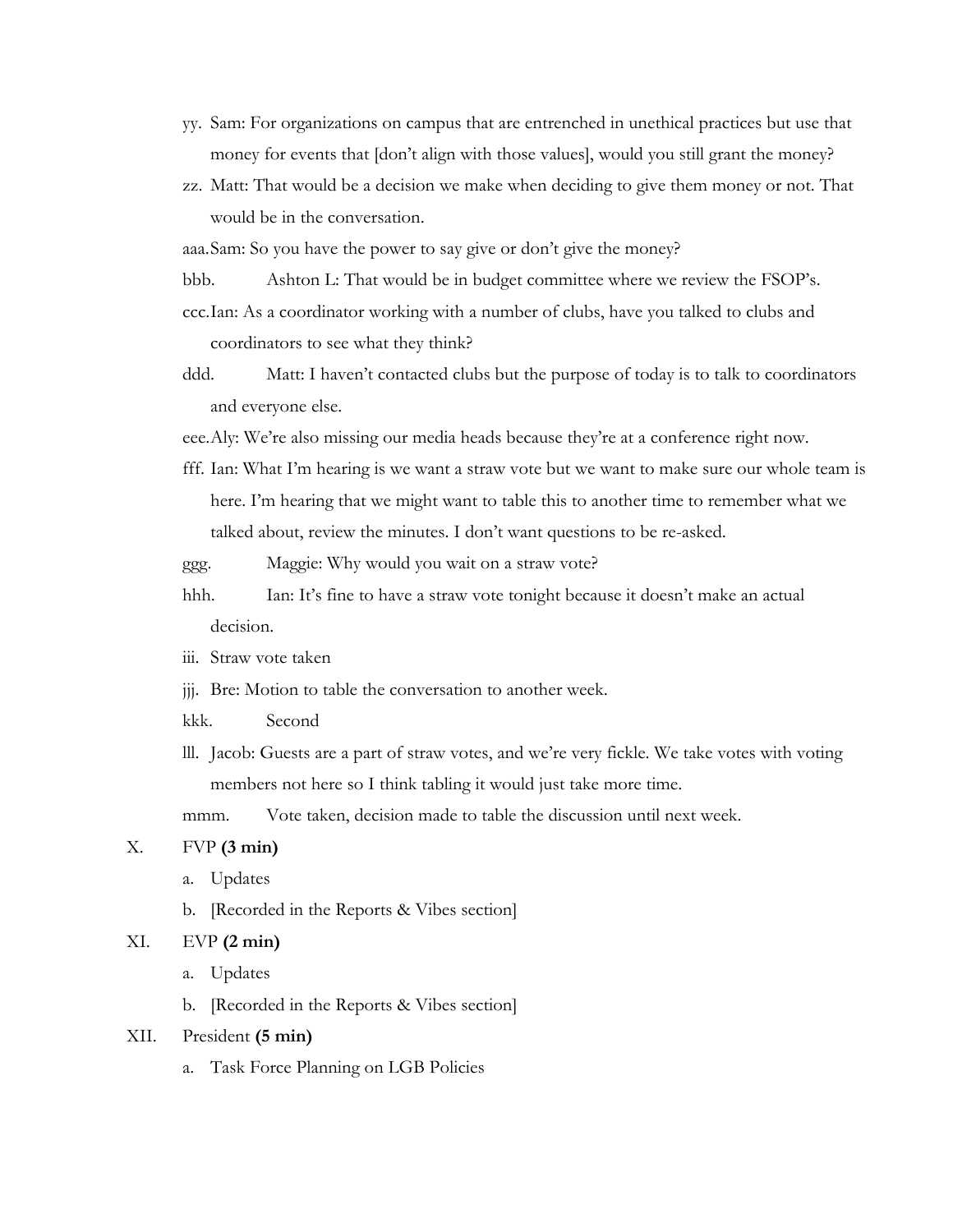yy. Sam: For organizations on campus that are entrenched in unethical practices but use that money for events that [don't align with those values], would you still grant the money?

zz. Matt: That would be a decision we make when deciding to give them money or not. That would be in the conversation.

aaa. Sam: So you have the power to say give or don't give the money?

bbb. Ashton L: That would be in budget committee where we review the FSOP's.

ccc. Ian: As a coordinator working with a number of clubs, have you talked to clubs and coordinators to see what they think?

ddd. Matt: I haven't contacted clubs but the purpose of today is to talk to coordinators and everyone else.

eee. Aly: We're also missing our media heads because they're at a conference right now.

fff. Ian: What I'm hearing is we want a straw vote but we want to make sure our whole team is here. I'm hearing that we might want to table this to another time to remember what we talked about, review the minutes. I don't want questions to be re-asked.

ggg. Maggie: Why would you wait on a straw vote?

hhh. Ian: It's fine to have a straw vote tonight because it doesn't make an actual decision.

iii. Straw vote taken

jjj. Bre: Motion to table the conversation to another week.

kkk. Second

lll. Jacob: Guests are a part of straw votes, and we're very fickle. We take votes with voting members not here so I think tabling it would just take more time.

mmm. Vote taken, decision made to table the discussion until next week.

X. FVP **(3 min)**

a. Updates

b. [Recorded in the Reports & Vibes section]

XI. EVP **(2 min)**

a. Updates

b. [Recorded in the Reports & Vibes section]

XII. President **(5 min)**

a. Task Force Planning on LGB Policies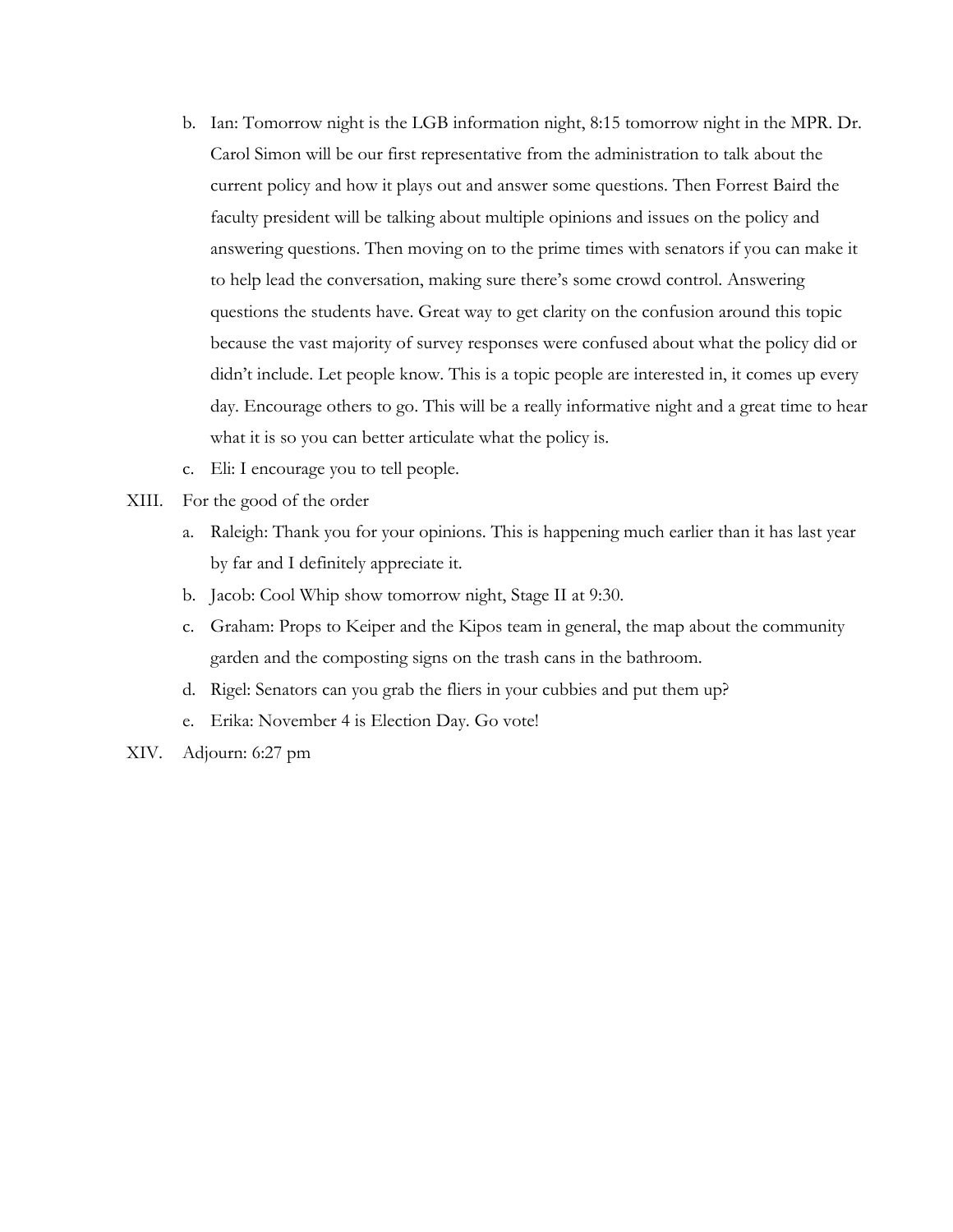b. Ian: Tomorrow night is the LGB information night, 8:15 tomorrow night in the MPR. Dr. Carol Simon will be our first representative from the administration to talk about the current policy and how it plays out and answer some questions. Then Forrest Baird the faculty president will be talking about multiple opinions and issues on the policy and answering questions. Then moving on to the prime times with senators if you can make it to help lead the conversation, making sure there's some crowd control. Answering questions the students have. Great way to get clarity on the confusion around this topic because the vast majority of survey responses were confused about what the policy did or didn't include. Let people know. This is a topic people are interested in, it comes up every day. Encourage others to go. This will be a really informative night and a great time to hear what it is so you can better articulate what the policy is.

c. Eli: I encourage you to tell people.

XIII. For the good of the order

a. Raleigh: Thank you for your opinions. This is happening much earlier than it has last year by far and I definitely appreciate it.

b. Jacob: Cool Whip show tomorrow night, Stage II at 9:30.

c. Graham: Props to Keiper and the Kipos team in general, the map about the community garden and the composting signs on the trash cans in the bathroom.

d. Rigel: Senators can you grab the fliers in your cubbies and put them up?

e. Erika: November 4 is Election Day. Go vote!

XIV. Adjourn: 6:27 pm